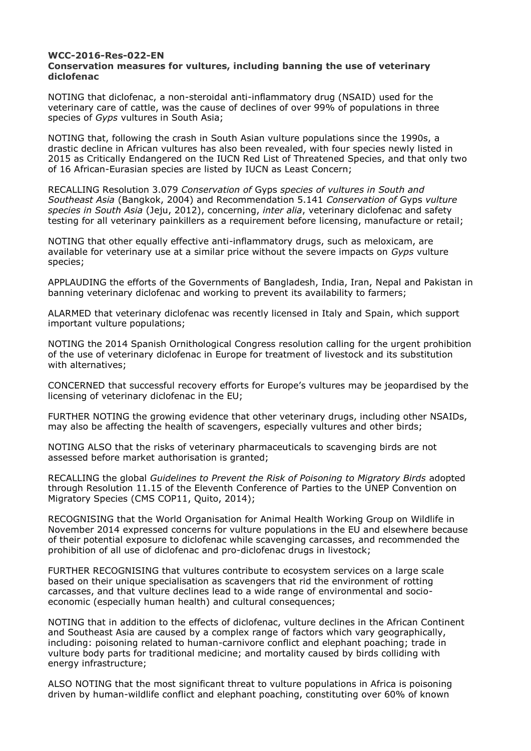**WCC-2016-Res-022-EN**
**Conservation measures for vultures, including banning the use of veterinary diclofenac**

NOTING that diclofenac, a non-steroidal anti-inflammatory drug (NSAID) used for the veterinary care of cattle, was the cause of declines of over 99% of populations in three species of *Gyps* vultures in South Asia;

NOTING that, following the crash in South Asian vulture populations since the 1990s, a drastic decline in African vultures has also been revealed, with four species newly listed in 2015 as Critically Endangered on the IUCN Red List of Threatened Species, and that only two of 16 African-Eurasian species are listed by IUCN as Least Concern;

RECALLING Resolution 3.079 *Conservation of* Gyps *species of vultures in South and Southeast Asia* (Bangkok, 2004) and Recommendation 5.141 *Conservation of* Gyps *vulture species in South Asia* (Jeju, 2012), concerning, *inter alia*, veterinary diclofenac and safety testing for all veterinary painkillers as a requirement before licensing, manufacture or retail;

NOTING that other equally effective anti-inflammatory drugs, such as meloxicam, are available for veterinary use at a similar price without the severe impacts on *Gyps* vulture species;

APPLAUDING the efforts of the Governments of Bangladesh, India, Iran, Nepal and Pakistan in banning veterinary diclofenac and working to prevent its availability to farmers;

ALARMED that veterinary diclofenac was recently licensed in Italy and Spain, which support important vulture populations;

NOTING the 2014 Spanish Ornithological Congress resolution calling for the urgent prohibition of the use of veterinary diclofenac in Europe for treatment of livestock and its substitution with alternatives;

CONCERNED that successful recovery efforts for Europe's vultures may be jeopardised by the licensing of veterinary diclofenac in the EU;

FURTHER NOTING the growing evidence that other veterinary drugs, including other NSAIDs, may also be affecting the health of scavengers, especially vultures and other birds;

NOTING ALSO that the risks of veterinary pharmaceuticals to scavenging birds are not assessed before market authorisation is granted;

RECALLING the global *Guidelines to Prevent the Risk of Poisoning to Migratory Birds* adopted through Resolution 11.15 of the Eleventh Conference of Parties to the UNEP Convention on Migratory Species (CMS COP11, Quito, 2014);

RECOGNISING that the World Organisation for Animal Health Working Group on Wildlife in November 2014 expressed concerns for vulture populations in the EU and elsewhere because of their potential exposure to diclofenac while scavenging carcasses, and recommended the prohibition of all use of diclofenac and pro-diclofenac drugs in livestock;

FURTHER RECOGNISING that vultures contribute to ecosystem services on a large scale based on their unique specialisation as scavengers that rid the environment of rotting carcasses, and that vulture declines lead to a wide range of environmental and socio-economic (especially human health) and cultural consequences;

NOTING that in addition to the effects of diclofenac, vulture declines in the African Continent and Southeast Asia are caused by a complex range of factors which vary geographically, including: poisoning related to human-carnivore conflict and elephant poaching; trade in vulture body parts for traditional medicine; and mortality caused by birds colliding with energy infrastructure;

ALSO NOTING that the most significant threat to vulture populations in Africa is poisoning driven by human-wildlife conflict and elephant poaching, constituting over 60% of known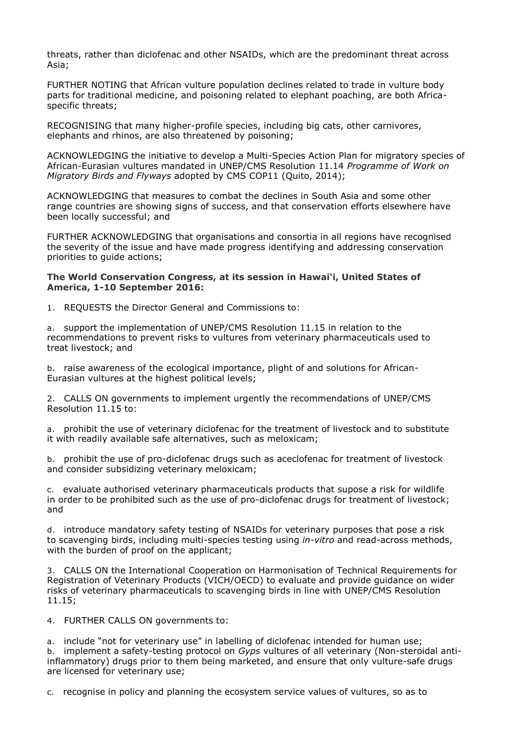threats, rather than diclofenac and other NSAIDs, which are the predominant threat across Asia;

FURTHER NOTING that African vulture population declines related to trade in vulture body parts for traditional medicine, and poisoning related to elephant poaching, are both Africa-specific threats;

RECOGNISING that many higher-profile species, including big cats, other carnivores, elephants and rhinos, are also threatened by poisoning;

ACKNOWLEDGING the initiative to develop a Multi-Species Action Plan for migratory species of African-Eurasian vultures mandated in UNEP/CMS Resolution 11.14 *Programme of Work on Migratory Birds and Flyways* adopted by CMS COP11 (Quito, 2014);

ACKNOWLEDGING that measures to combat the declines in South Asia and some other range countries are showing signs of success, and that conservation efforts elsewhere have been locally successful; and

FURTHER ACKNOWLEDGING that organisations and consortia in all regions have recognised the severity of the issue and have made progress identifying and addressing conservation priorities to guide actions;

**The World Conservation Congress, at its session in Hawai'i, United States of America, 1-10 September 2016:**

1. REQUESTS the Director General and Commissions to:

a. support the implementation of UNEP/CMS Resolution 11.15 in relation to the recommendations to prevent risks to vultures from veterinary pharmaceuticals used to treat livestock; and

b. raise awareness of the ecological importance, plight of and solutions for African-Eurasian vultures at the highest political levels;

2. CALLS ON governments to implement urgently the recommendations of UNEP/CMS Resolution 11.15 to:

a. prohibit the use of veterinary diclofenac for the treatment of livestock and to substitute it with readily available safe alternatives, such as meloxicam;

b. prohibit the use of pro-diclofenac drugs such as aceclofenac for treatment of livestock and consider subsidizing veterinary meloxicam;

c. evaluate authorised veterinary pharmaceuticals products that supose a risk for wildlife in order to be prohibited such as the use of pro-diclofenac drugs for treatment of livestock; and

d. introduce mandatory safety testing of NSAIDs for veterinary purposes that pose a risk to scavenging birds, including multi-species testing using *in-vitro* and read-across methods, with the burden of proof on the applicant;

3. CALLS ON the International Cooperation on Harmonisation of Technical Requirements for Registration of Veterinary Products (VICH/OECD) to evaluate and provide guidance on wider risks of veterinary pharmaceuticals to scavenging birds in line with UNEP/CMS Resolution 11.15;

4. FURTHER CALLS ON governments to:

a. include "not for veterinary use" in labelling of diclofenac intended for human use;
b. implement a safety-testing protocol on *Gyps* vultures of all veterinary (Non-steroidal anti-inflammatory) drugs prior to them being marketed, and ensure that only vulture-safe drugs are licensed for veterinary use;

c. recognise in policy and planning the ecosystem service values of vultures, so as to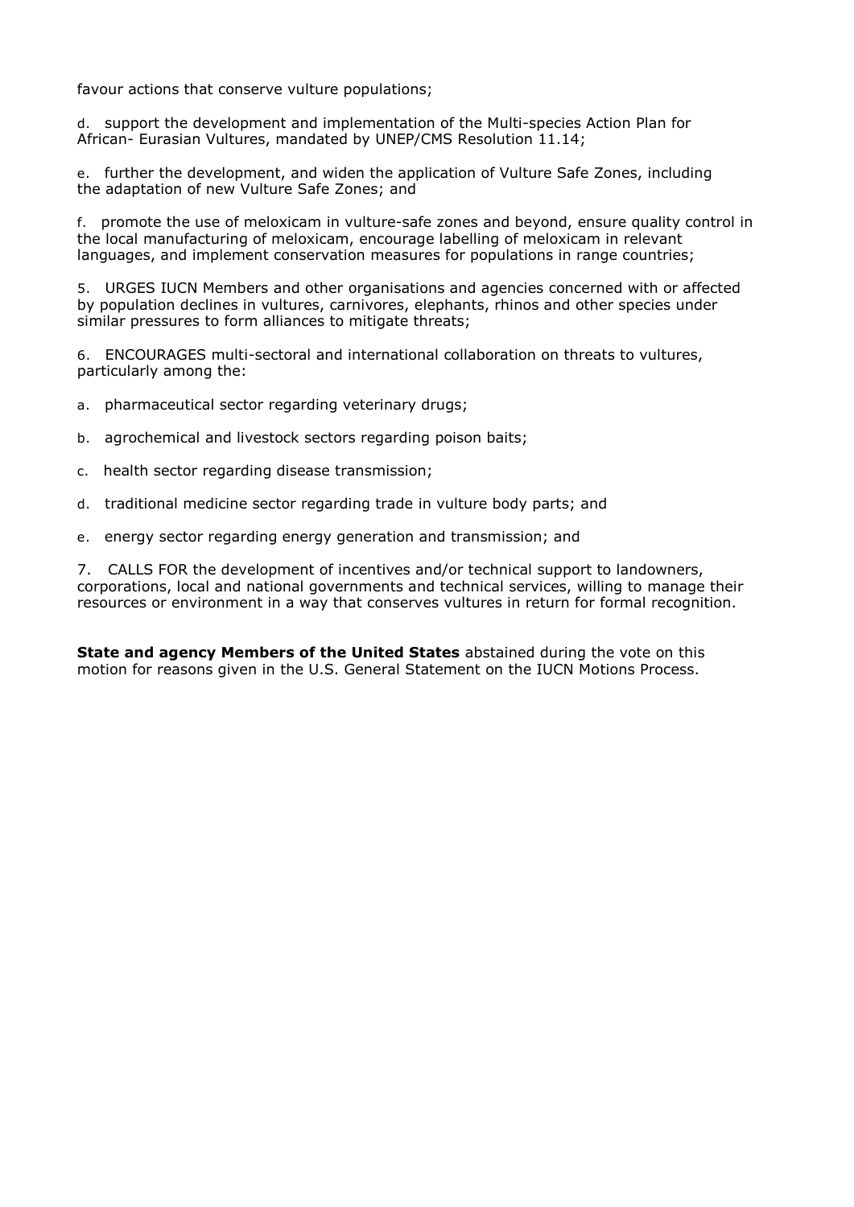favour actions that conserve vulture populations;

d. support the development and implementation of the Multi-species Action Plan for African- Eurasian Vultures, mandated by UNEP/CMS Resolution 11.14;

e. further the development, and widen the application of Vulture Safe Zones, including the adaptation of new Vulture Safe Zones; and

f. promote the use of meloxicam in vulture-safe zones and beyond, ensure quality control in the local manufacturing of meloxicam, encourage labelling of meloxicam in relevant languages, and implement conservation measures for populations in range countries;

5. URGES IUCN Members and other organisations and agencies concerned with or affected by population declines in vultures, carnivores, elephants, rhinos and other species under similar pressures to form alliances to mitigate threats;

6. ENCOURAGES multi-sectoral and international collaboration on threats to vultures, particularly among the:

a. pharmaceutical sector regarding veterinary drugs;

b. agrochemical and livestock sectors regarding poison baits;

c. health sector regarding disease transmission;

d. traditional medicine sector regarding trade in vulture body parts; and

e. energy sector regarding energy generation and transmission; and

7. CALLS FOR the development of incentives and/or technical support to landowners, corporations, local and national governments and technical services, willing to manage their resources or environment in a way that conserves vultures in return for formal recognition.

**State and agency Members of the United States** abstained during the vote on this motion for reasons given in the U.S. General Statement on the IUCN Motions Process.